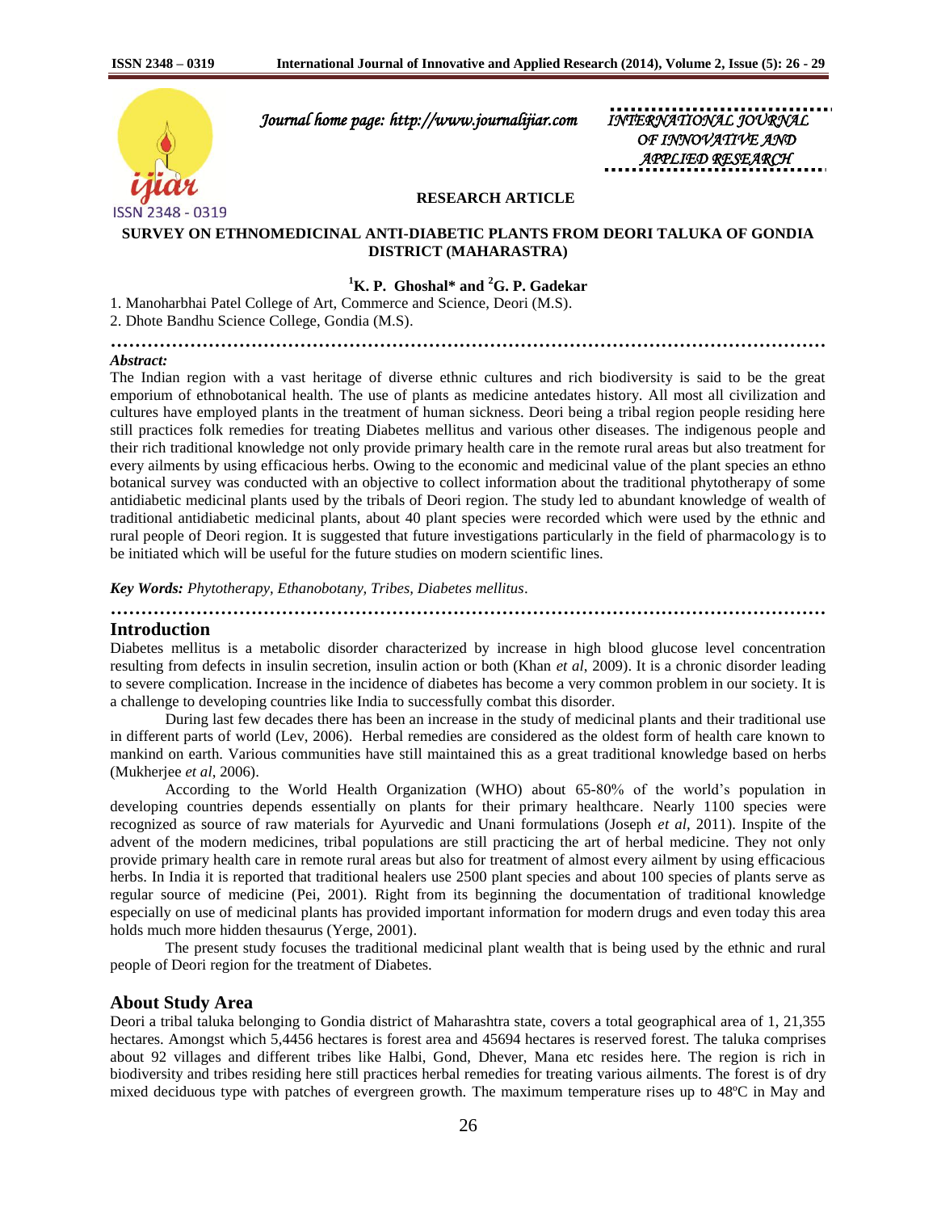Journal home page: http://www.journalijiar.com

INTERNATIONAL JOURNAL OF INNOVATIVE AND APPLIED RESEARCH

**RESEARCH ARTICLE**

# SURVEY ON ETHNOMEDICINAL ANTI-DIABETIC PLANTS FROM DEORI TALUKA OF GONDIA DISTRICT (MAHARASTRA)

**[1]K. P. Ghoshal* and [2]G. P. Gadekar**

1. Manoharbhai Patel College of Art, Commerce and Science, Deori (M.S).
2. Dhote Bandhu Science College, Gondia (M.S).

***Abstract:***

The Indian region with a vast heritage of diverse ethnic cultures and rich biodiversity is said to be the great emporium of ethnobotanical health. The use of plants as medicine antedates history. All most all civilization and cultures have employed plants in the treatment of human sickness. Deori being a tribal region people residing here still practices folk remedies for treating Diabetes mellitus and various other diseases. The indigenous people and their rich traditional knowledge not only provide primary health care in the remote rural areas but also treatment for every ailments by using efficacious herbs. Owing to the economic and medicinal value of the plant species an ethno botanical survey was conducted with an objective to collect information about the traditional phytotherapy of some antidiabetic medicinal plants used by the tribals of Deori region. The study led to abundant knowledge of wealth of traditional antidiabetic medicinal plants, about 40 plant species were recorded which were used by the ethnic and rural people of Deori region. It is suggested that future investigations particularly in the field of pharmacology is to be initiated which will be useful for the future studies on modern scientific lines.

***Key Words:*** *Phytotherapy, Ethanobotany, Tribes, Diabetes mellitus*.

## Introduction

Diabetes mellitus is a metabolic disorder characterized by increase in high blood glucose level concentration resulting from defects in insulin secretion, insulin action or both (Khan *et al*, 2009). It is a chronic disorder leading to severe complication. Increase in the incidence of diabetes has become a very common problem in our society. It is a challenge to developing countries like India to successfully combat this disorder.

During last few decades there has been an increase in the study of medicinal plants and their traditional use in different parts of world (Lev, 2006). Herbal remedies are considered as the oldest form of health care known to mankind on earth. Various communities have still maintained this as a great traditional knowledge based on herbs (Mukherjee *et al*, 2006).

According to the World Health Organization (WHO) about 65-80% of the world's population in developing countries depends essentially on plants for their primary healthcare. Nearly 1100 species were recognized as source of raw materials for Ayurvedic and Unani formulations (Joseph *et al*, 2011). Inspite of the advent of the modern medicines, tribal populations are still practicing the art of herbal medicine. They not only provide primary health care in remote rural areas but also for treatment of almost every ailment by using efficacious herbs. In India it is reported that traditional healers use 2500 plant species and about 100 species of plants serve as regular source of medicine (Pei, 2001). Right from its beginning the documentation of traditional knowledge especially on use of medicinal plants has provided important information for modern drugs and even today this area holds much more hidden thesaurus (Yerge, 2001).

The present study focuses the traditional medicinal plant wealth that is being used by the ethnic and rural people of Deori region for the treatment of Diabetes.

## About Study Area

Deori a tribal taluka belonging to Gondia district of Maharashtra state, covers a total geographical area of 1, 21,355 hectares. Amongst which 5,4456 hectares is forest area and 45694 hectares is reserved forest. The taluka comprises about 92 villages and different tribes like Halbi, Gond, Dhever, Mana etc resides here. The region is rich in biodiversity and tribes residing here still practices herbal remedies for treating various ailments. The forest is of dry mixed deciduous type with patches of evergreen growth. The maximum temperature rises up to 48ºC in May and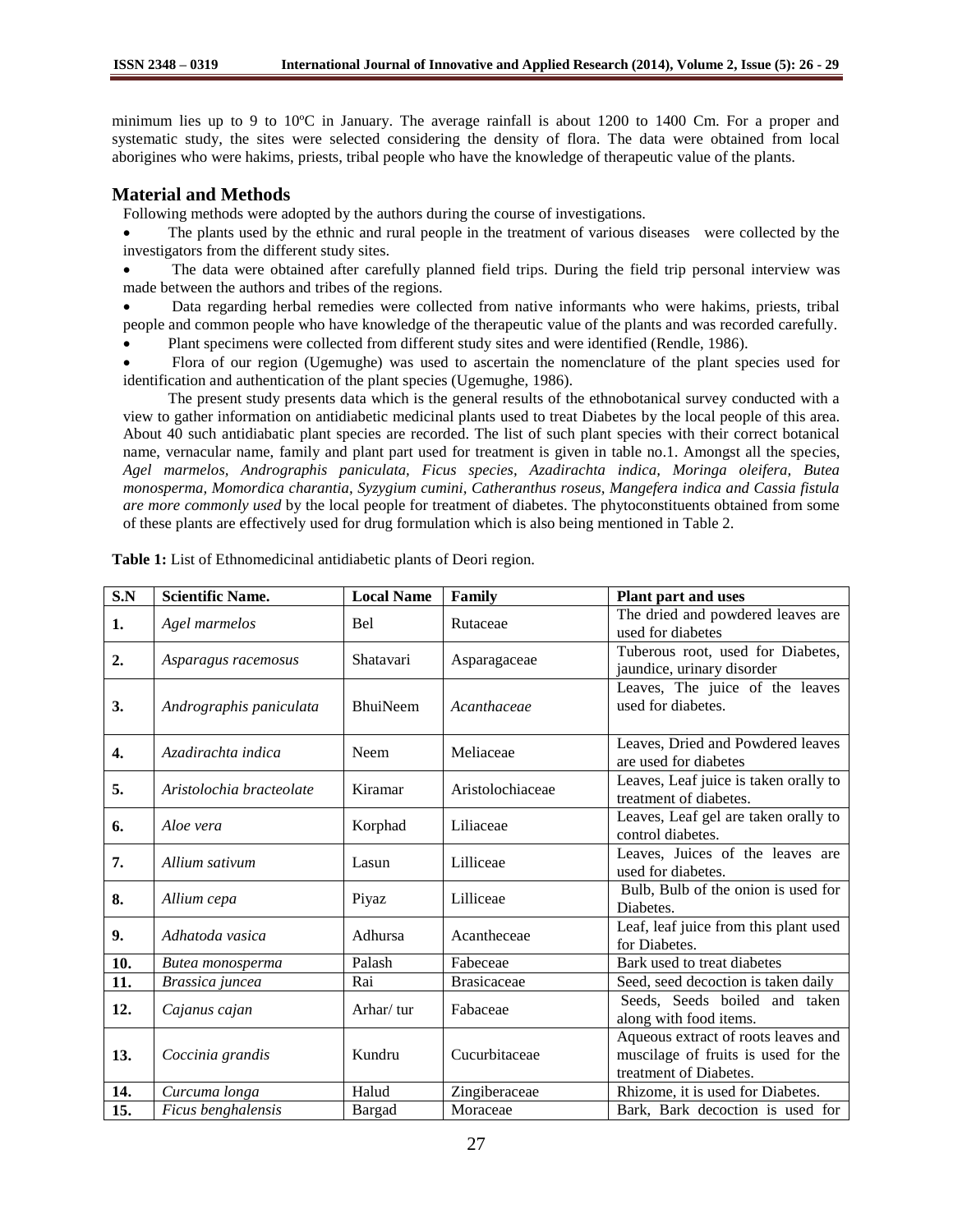minimum lies up to 9 to 10ºC in January. The average rainfall is about 1200 to 1400 Cm. For a proper and systematic study, the sites were selected considering the density of flora. The data were obtained from local aborigines who were hakims, priests, tribal people who have the knowledge of therapeutic value of the plants.

## Material and Methods

Following methods were adopted by the authors during the course of investigations.

- The plants used by the ethnic and rural people in the treatment of various diseases were collected by the investigators from the different study sites.
- The data were obtained after carefully planned field trips. During the field trip personal interview was made between the authors and tribes of the regions.
- Data regarding herbal remedies were collected from native informants who were hakims, priests, tribal people and common people who have knowledge of the therapeutic value of the plants and was recorded carefully.
- Plant specimens were collected from different study sites and were identified (Rendle, 1986).
- Flora of our region (Ugemughe) was used to ascertain the nomenclature of the plant species used for identification and authentication of the plant species (Ugemughe, 1986).

The present study presents data which is the general results of the ethnobotanical survey conducted with a view to gather information on antidiabetic medicinal plants used to treat Diabetes by the local people of this area. About 40 such antidiabatic plant species are recorded. The list of such plant species with their correct botanical name, vernacular name, family and plant part used for treatment is given in table no.1. Amongst all the species, *Agel marmelos, Andrographis paniculata, Ficus species, Azadirachta indica, Moringa oleifera, Butea monosperma, Momordica charantia, Syzygium cumini, Catheranthus roseus, Mangefera indica and Cassia fistula are more commonly used* by the local people for treatment of diabetes. The phytoconstituents obtained from some of these plants are effectively used for drug formulation which is also being mentioned in Table 2.

**Table 1:** List of Ethnomedicinal antidiabetic plants of Deori region.

| S.N | Scientific Name. | Local Name | Family | Plant part and uses |
|---|---|---|---|---|
| 1. | *Agel marmelos* | Bel | Rutaceae | The dried and powdered leaves are used for diabetes |
| 2. | *Asparagus racemosus* | Shatavari | Asparagaceae | Tuberous root, used for Diabetes, jaundice, urinary disorder |
| 3. | *Andrographis paniculata* | BhuiNeem | *Acanthaceae* | Leaves, The juice of the leaves used for diabetes. |
| 4. | *Azadirachta indica* | Neem | Meliaceae | Leaves, Dried and Powdered leaves are used for diabetes |
| 5. | *Aristolochia bracteolate* | Kiramar | Aristolochiaceae | Leaves, Leaf juice is taken orally to treatment of diabetes. |
| 6. | *Aloe vera* | Korphad | Liliaceae | Leaves, Leaf gel are taken orally to control diabetes. |
| 7. | *Allium sativum* | Lasun | Lilliceae | Leaves, Juices of the leaves are used for diabetes. |
| 8. | *Allium cepa* | Piyaz | Lilliceae | Bulb, Bulb of the onion is used for Diabetes. |
| 9. | *Adhatoda vasica* | Adhursa | Acantheceae | Leaf, leaf juice from this plant used for Diabetes. |
| 10. | *Butea monosperma* | Palash | Fabeceae | Bark used to treat diabetes |
| 11. | *Brassica juncea* | Rai | Brasicaceae | Seed, seed decoction is taken daily |
| 12. | *Cajanus cajan* | Arhar/ tur | Fabaceae | Seeds, Seeds boiled and taken along with food items. |
| 13. | *Coccinia grandis* | Kundru | Cucurbitaceae | Aqueous extract of roots leaves and muscilage of fruits is used for the treatment of Diabetes. |
| 14. | *Curcuma longa* | Halud | Zingiberaceae | Rhizome, it is used for Diabetes. |
| 15. | *Ficus benghalensis* | Bargad | Moraceae | Bark, Bark decoction is used for |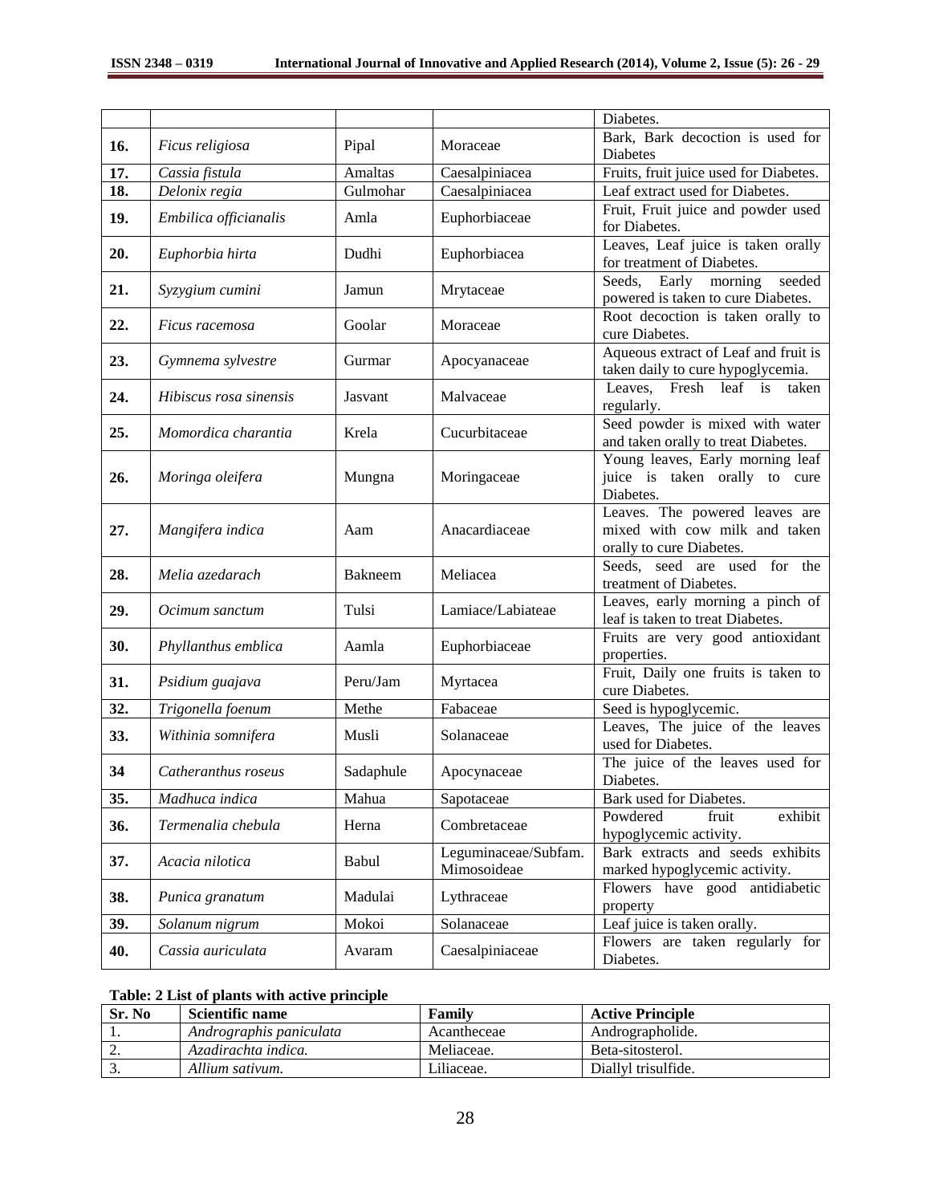|  |  |  |  | Diabetes. |
|---|---|---|---|---|
| **16.** | *Ficus religiosa* | Pipal | Moraceae | Bark, Bark decoction is used for Diabetes |
| **17.** | *Cassia fistula* | Amaltas | Caesalpiniacea | Fruits, fruit juice used for Diabetes. |
| **18.** | *Delonix regia* | Gulmohar | Caesalpiniacea | Leaf extract used for Diabetes. |
| **19.** | *Embilica officianalis* | Amla | Euphorbiaceae | Fruit, Fruit juice and powder used for Diabetes. |
| **20.** | *Euphorbia hirta* | Dudhi | Euphorbiacea | Leaves, Leaf juice is taken orally for treatment of Diabetes. |
| **21.** | *Syzygium cumini* | Jamun | Mrytaceae | Seeds, Early morning seeded powered is taken to cure Diabetes. |
| **22.** | *Ficus racemosa* | Goolar | Moraceae | Root decoction is taken orally to cure Diabetes. |
| **23.** | *Gymnema sylvestre* | Gurmar | Apocyanaceae | Aqueous extract of Leaf and fruit is taken daily to cure hypoglycemia. |
| **24.** | *Hibiscus rosa sinensis* | Jasvant | Malvaceae | Leaves, Fresh leaf is taken regularly. |
| **25.** | *Momordica charantia* | Krela | Cucurbitaceae | Seed powder is mixed with water and taken orally to treat Diabetes. |
| **26.** | *Moringa oleifera* | Mungna | Moringaceae | Young leaves, Early morning leaf juice is taken orally to cure Diabetes. |
| **27.** | *Mangifera indica* | Aam | Anacardiaceae | Leaves. The powered leaves are mixed with cow milk and taken orally to cure Diabetes. |
| **28.** | *Melia azedarach* | Bakneem | Meliacea | Seeds, seed are used for the treatment of Diabetes. |
| **29.** | *Ocimum sanctum* | Tulsi | Lamiace/Labiateae | Leaves, early morning a pinch of leaf is taken to treat Diabetes. |
| **30.** | *Phyllanthus emblica* | Aamla | Euphorbiaceae | Fruits are very good antioxidant properties. |
| **31.** | *Psidium guajava* | Peru/Jam | Myrtacea | Fruit, Daily one fruits is taken to cure Diabetes. |
| **32.** | *Trigonella foenum* | Methe | Fabaceae | Seed is hypoglycemic. |
| **33.** | *Withinia somnifera* | Musli | Solanaceae | Leaves, The juice of the leaves used for Diabetes. |
| **34** | *Catheranthus roseus* | Sadaphule | Apocynaceae | The juice of the leaves used for Diabetes. |
| **35.** | *Madhuca indica* | Mahua | Sapotaceae | Bark used for Diabetes. |
| **36.** | *Termenalia chebula* | Herna | Combretaceae | Powdered fruit exhibit hypoglycemic activity. |
| **37.** | *Acacia nilotica* | Babul | Leguminaceae/Subfam. Mimosoideae | Bark extracts and seeds exhibits marked hypoglycemic activity. |
| **38.** | *Punica granatum* | Madulai | Lythraceae | Flowers have good antidiabetic property |
| **39.** | *Solanum nigrum* | Mokoi | Solanaceae | Leaf juice is taken orally. |
| **40.** | *Cassia auriculata* | Avaram | Caesalpiniaceae | Flowers are taken regularly for Diabetes. |

**Table: 2 List of plants with active principle**

| Sr. No | Scientific name | Family | Active Principle |
|---|---|---|---|
| 1. | *Andrographis paniculata* | Acantheceae | Andrographolide. |
| 2. | *Azadirachta indica.* | Meliaceae. | Beta-sitosterol. |
| 3. | *Allium sativum.* | Liliaceae. | Diallyl trisulfide. |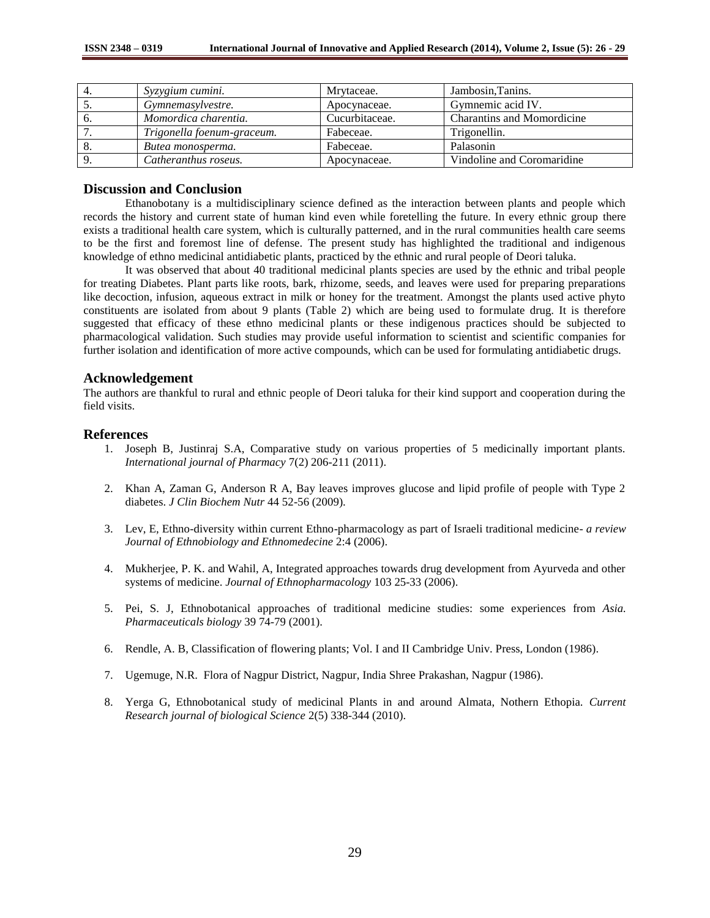| | | | |
|---|---|---|---|
| 4. | *Syzygium cumini.* | Mrytaceae. | Jambosin,Tanins. |
| 5. | *Gymnemasylvestre.* | Apocynaceae. | Gymnemic acid IV. |
| 6. | *Momordica charentia.* | Cucurbitaceae. | Charantins and Momordicine |
| 7. | *Trigonella foenum-graceum.* | Fabeceae. | Trigonellin. |
| 8. | *Butea monosperma.* | Fabeceae. | Palasonin |
| 9. | *Catheranthus roseus.* | Apocynaceae. | Vindoline and Coromaridine |

## Discussion and Conclusion

Ethanobotany is a multidisciplinary science defined as the interaction between plants and people which records the history and current state of human kind even while foretelling the future. In every ethnic group there exists a traditional health care system, which is culturally patterned, and in the rural communities health care seems to be the first and foremost line of defense. The present study has highlighted the traditional and indigenous knowledge of ethno medicinal antidiabetic plants, practiced by the ethnic and rural people of Deori taluka.

It was observed that about 40 traditional medicinal plants species are used by the ethnic and tribal people for treating Diabetes. Plant parts like roots, bark, rhizome, seeds, and leaves were used for preparing preparations like decoction, infusion, aqueous extract in milk or honey for the treatment. Amongst the plants used active phyto constituents are isolated from about 9 plants (Table 2) which are being used to formulate drug. It is therefore suggested that efficacy of these ethno medicinal plants or these indigenous practices should be subjected to pharmacological validation. Such studies may provide useful information to scientist and scientific companies for further isolation and identification of more active compounds, which can be used for formulating antidiabetic drugs.

## Acknowledgement

The authors are thankful to rural and ethnic people of Deori taluka for their kind support and cooperation during the field visits.

## References

1. Joseph B, Justinraj S.A, Comparative study on various properties of 5 medicinally important plants. *International journal of Pharmacy* 7(2) 206-211 (2011).

2. Khan A, Zaman G, Anderson R A, Bay leaves improves glucose and lipid profile of people with Type 2 diabetes. *J Clin Biochem Nutr* 44 52-56 (2009).

3. Lev, E, Ethno-diversity within current Ethno-pharmacology as part of Israeli traditional medicine- *a review Journal of Ethnobiology and Ethnomedecine* 2:4 (2006).

4. Mukherjee, P. K. and Wahil, A, Integrated approaches towards drug development from Ayurveda and other systems of medicine. *Journal of Ethnopharmacology* 103 25-33 (2006).

5. Pei, S. J, Ethnobotanical approaches of traditional medicine studies: some experiences from *Asia. Pharmaceuticals biology* 39 74-79 (2001).

6. Rendle, A. B, Classification of flowering plants; Vol. I and II Cambridge Univ. Press, London (1986).

7. Ugemuge, N.R. Flora of Nagpur District, Nagpur, India Shree Prakashan, Nagpur (1986).

8. Yerga G, Ethnobotanical study of medicinal Plants in and around Almata, Nothern Ethopia. *Current Research journal of biological Science* 2(5) 338-344 (2010).